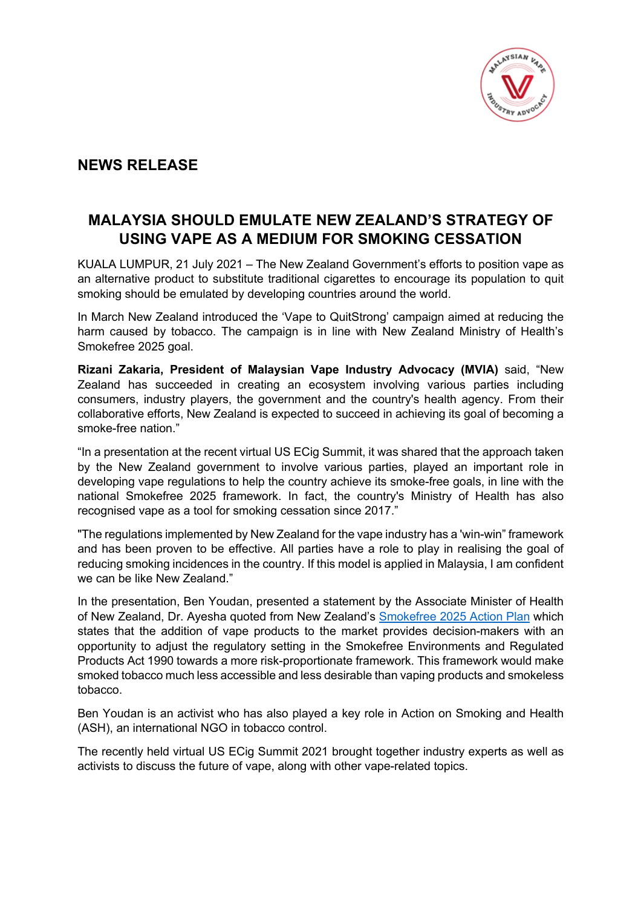## NEWS RELEASE

# MALAYSIA SHOULD EMULATE NEW ZEALAND'S STRATEGY OF USING VAPE AS A MEDIUM FOR SMOKING CESSATION

KUALA LUMPUR, 21 July 2021 – The New Zealand Government's efforts to position vape as an alternative product to substitute traditional cigarettes to encourage its population to quit smoking should be emulated by developing countries around the world.

In March New Zealand introduced the 'Vape to QuitStrong' campaign aimed at reducing the harm caused by tobacco. The campaign is in line with New Zealand Ministry of Health's Smokefree 2025 goal.

**Rizani Zakaria, President of Malaysian Vape Industry Advocacy (MVIA)** said, "New Zealand has succeeded in creating an ecosystem involving various parties including consumers, industry players, the government and the country's health agency. From their collaborative efforts, New Zealand is expected to succeed in achieving its goal of becoming a smoke-free nation."

"In a presentation at the recent virtual US ECig Summit, it was shared that the approach taken by the New Zealand government to involve various parties, played an important role in developing vape regulations to help the country achieve its smoke-free goals, in line with the national Smokefree 2025 framework. In fact, the country's Ministry of Health has also recognised vape as a tool for smoking cessation since 2017."

"The regulations implemented by New Zealand for the vape industry has a 'win-win" framework and has been proven to be effective. All parties have a role to play in realising the goal of reducing smoking incidences in the country. If this model is applied in Malaysia, I am confident we can be like New Zealand."

In the presentation, Ben Youdan, presented a statement by the Associate Minister of Health of New Zealand, Dr. Ayesha quoted from New Zealand's Smokefree 2025 Action Plan which states that the addition of vape products to the market provides decision-makers with an opportunity to adjust the regulatory setting in the Smokefree Environments and Regulated Products Act 1990 towards a more risk-proportionate framework. This framework would make smoked tobacco much less accessible and less desirable than vaping products and smokeless tobacco.

Ben Youdan is an activist who has also played a key role in Action on Smoking and Health (ASH), an international NGO in tobacco control.

The recently held virtual US ECig Summit 2021 brought together industry experts as well as activists to discuss the future of vape, along with other vape-related topics.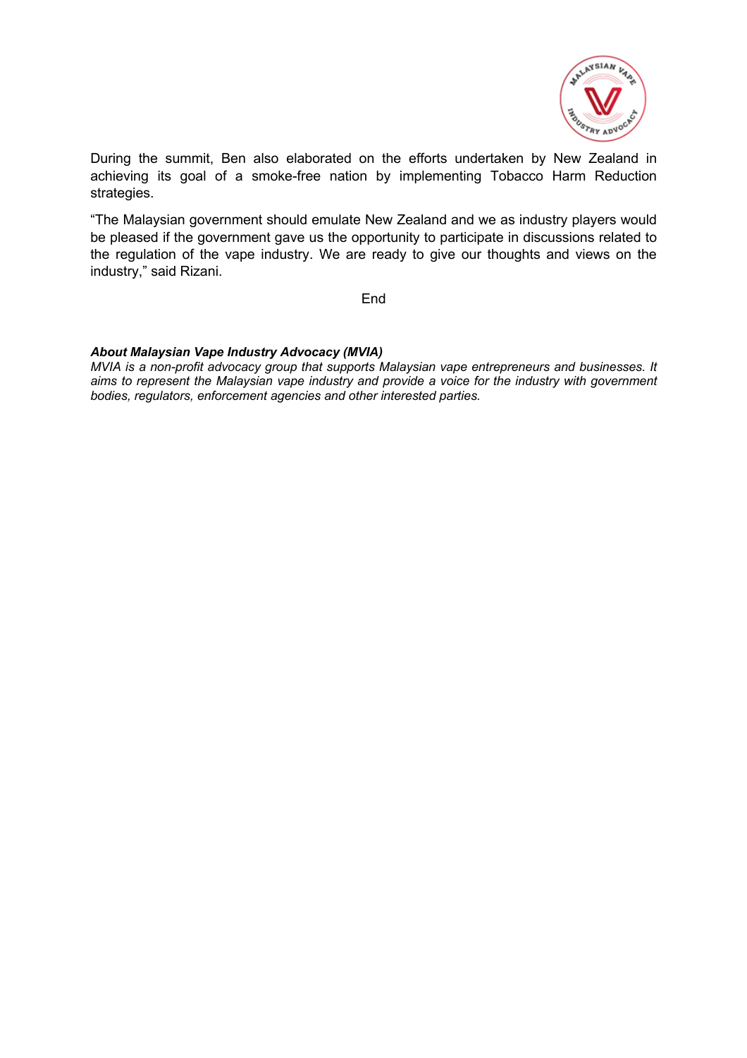During the summit, Ben also elaborated on the efforts undertaken by New Zealand in achieving its goal of a smoke-free nation by implementing Tobacco Harm Reduction strategies.

“The Malaysian government should emulate New Zealand and we as industry players would be pleased if the government gave us the opportunity to participate in discussions related to the regulation of the vape industry. We are ready to give our thoughts and views on the industry,” said Rizani.

End

***About Malaysian Vape Industry Advocacy (MVIA)***
*MVIA is a non-profit advocacy group that supports Malaysian vape entrepreneurs and businesses. It aims to represent the Malaysian vape industry and provide a voice for the industry with government bodies, regulators, enforcement agencies and other interested parties.*